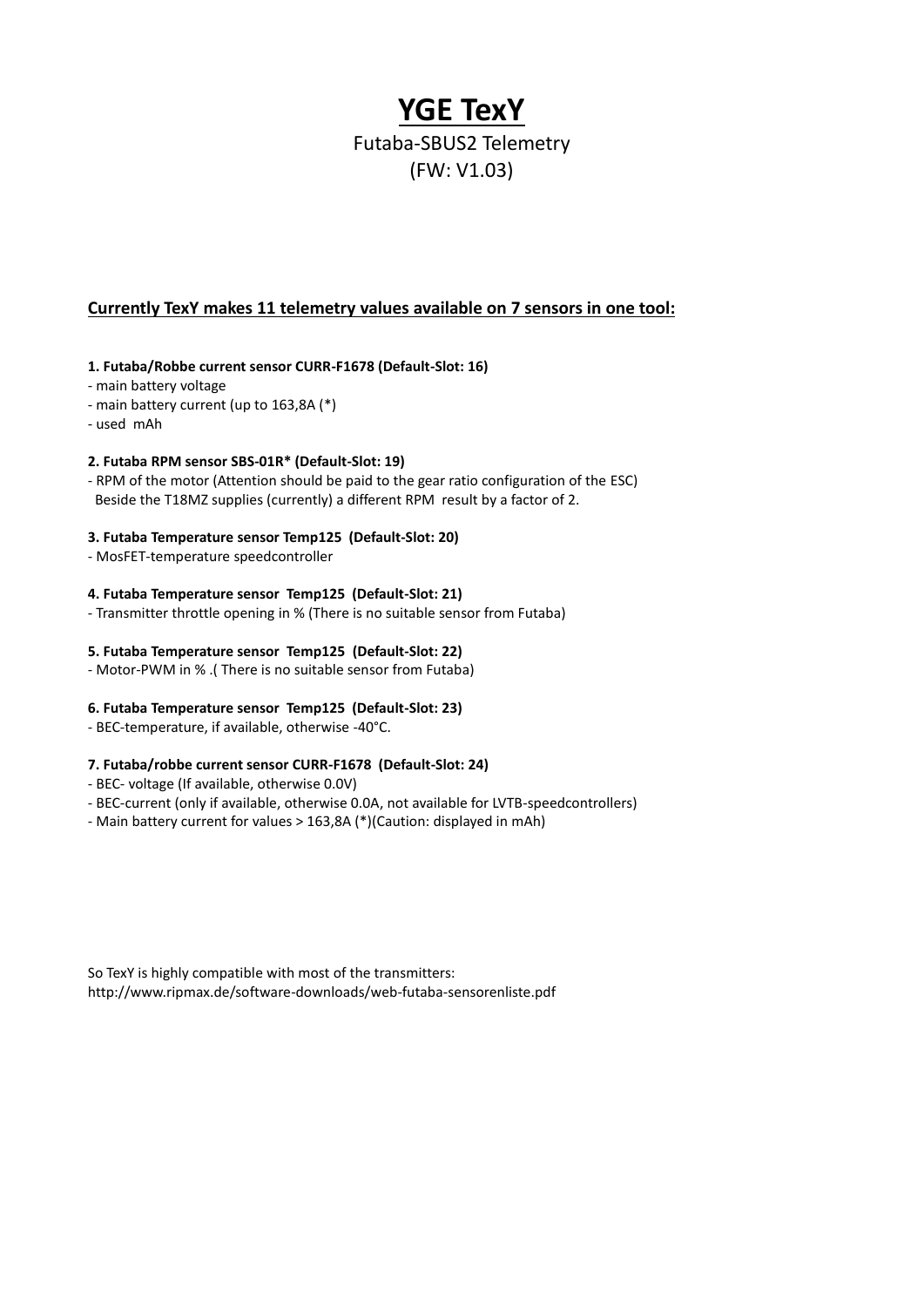# YGE TexY

Futaba-SBUS2 Telemetry
(FW: V1.03)

## Currently TexY makes 11 telemetry values available on 7 sensors in one tool:

**1. Futaba/Robbe current sensor CURR-F1678 (Default-Slot: 16)**

- main battery voltage
- main battery current (up to 163,8A (*)
- used mAh

**2. Futaba RPM sensor SBS-01R* (Default-Slot: 19)**

- RPM of the motor (Attention should be paid to the gear ratio configuration of the ESC)
  Beside the T18MZ supplies (currently) a different RPM result by a factor of 2.

**3. Futaba Temperature sensor Temp125 (Default-Slot: 20)**

- MosFET-temperature speedcontroller

**4. Futaba Temperature sensor Temp125 (Default-Slot: 21)**

- Transmitter throttle opening in % (There is no suitable sensor from Futaba)

**5. Futaba Temperature sensor Temp125 (Default-Slot: 22)**

- Motor-PWM in % .( There is no suitable sensor from Futaba)

**6. Futaba Temperature sensor Temp125 (Default-Slot: 23)**

- BEC-temperature, if available, otherwise -40°C.

**7. Futaba/robbe current sensor CURR-F1678 (Default-Slot: 24)**

- BEC- voltage (If available, otherwise 0.0V)
- BEC-current (only if available, otherwise 0.0A, not available for LVTB-speedcontrollers)
- Main battery current for values > 163,8A (*)(Caution: displayed in mAh)

So TexY is highly compatible with most of the transmitters:
http://www.ripmax.de/software-downloads/web-futaba-sensorenliste.pdf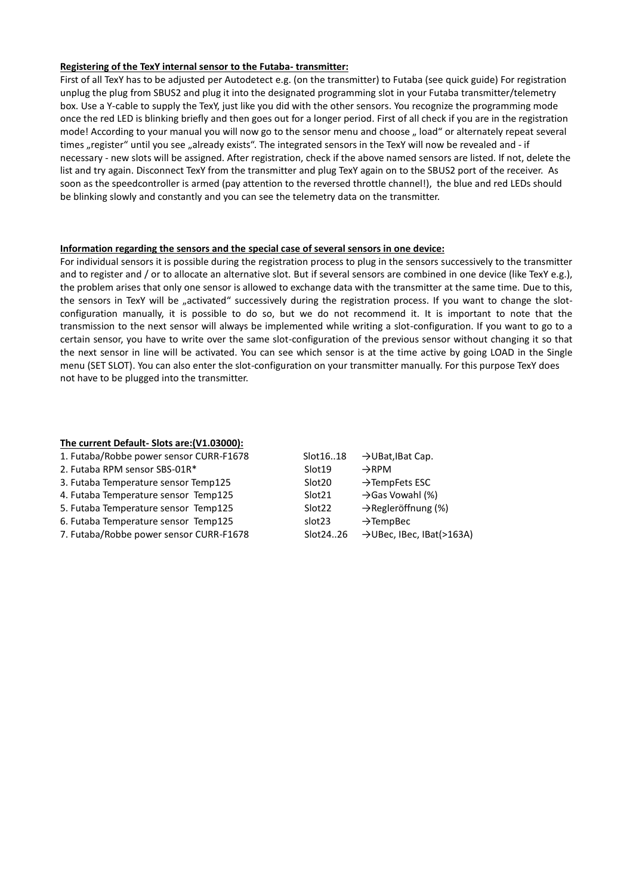**Registering of the TexY internal sensor to the Futaba- transmitter:**

First of all TexY has to be adjusted per Autodetect e.g. (on the transmitter) to Futaba (see quick guide) For registration unplug the plug from SBUS2 and plug it into the designated programming slot in your Futaba transmitter/telemetry box. Use a Y-cable to supply the TexY, just like you did with the other sensors. You recognize the programming mode once the red LED is blinking briefly and then goes out for a longer period. First of all check if you are in the registration mode! According to your manual you will now go to the sensor menu and choose „ load" or alternately repeat several times „register" until you see „already exists". The integrated sensors in the TexY will now be revealed and - if necessary - new slots will be assigned. After registration, check if the above named sensors are listed. If not, delete the list and try again. Disconnect TexY from the transmitter and plug TexY again on to the SBUS2 port of the receiver. As soon as the speedcontroller is armed (pay attention to the reversed throttle channel!), the blue and red LEDs should be blinking slowly and constantly and you can see the telemetry data on the transmitter.

**Information regarding the sensors and the special case of several sensors in one device:**

For individual sensors it is possible during the registration process to plug in the sensors successively to the transmitter and to register and / or to allocate an alternative slot. But if several sensors are combined in one device (like TexY e.g.), the problem arises that only one sensor is allowed to exchange data with the transmitter at the same time. Due to this, the sensors in TexY will be „activated" successively during the registration process. If you want to change the slot-configuration manually, it is possible to do so, but we do not recommend it. It is important to note that the transmission to the next sensor will always be implemented while writing a slot-configuration. If you want to go to a certain sensor, you have to write over the same slot-configuration of the previous sensor without changing it so that the next sensor in line will be activated. You can see which sensor is at the time active by going LOAD in the Single menu (SET SLOT). You can also enter the slot-configuration on your transmitter manually. For this purpose TexY does not have to be plugged into the transmitter.

**The current Default- Slots are:(V1.03000):**

| | | |
|---|---|---|
| 1. Futaba/Robbe power sensor CURR-F1678 | Slot16..18 | →UBat,IBat Cap. |
| 2. Futaba RPM sensor SBS-01R* | Slot19 | →RPM |
| 3. Futaba Temperature sensor Temp125 | Slot20 | →TempFets ESC |
| 4. Futaba Temperature sensor Temp125 | Slot21 | →Gas Vowahl (%) |
| 5. Futaba Temperature sensor Temp125 | Slot22 | →Regleröffnung (%) |
| 6. Futaba Temperature sensor Temp125 | slot23 | →TempBec |
| 7. Futaba/Robbe power sensor CURR-F1678 | Slot24..26 | →UBec, IBec, IBat(>163A) |